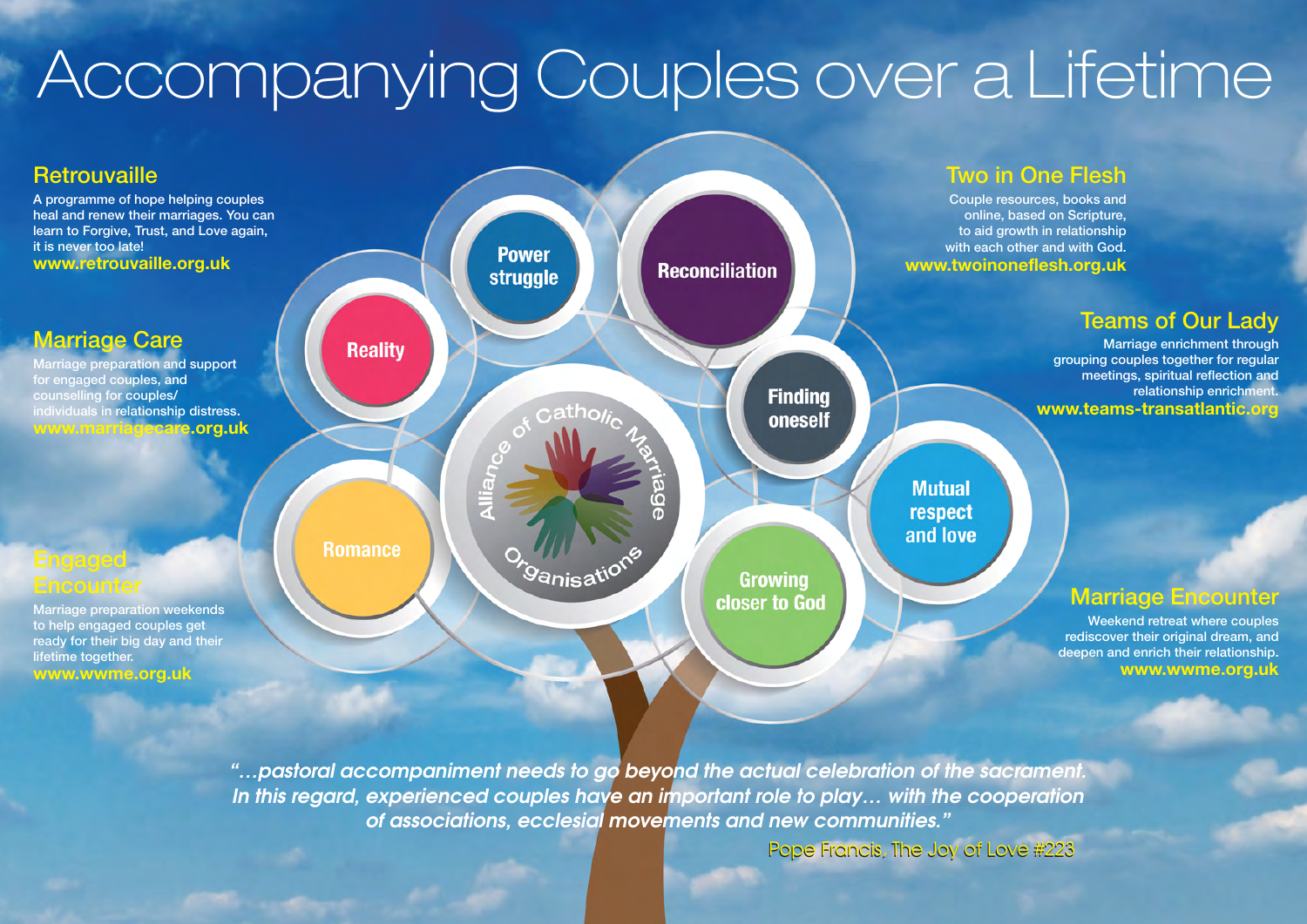# Accompanying Couples over a Lifetime

## Retrouvaille

A programme of hope helping couples heal and renew their marriages. You can learn to Forgive, Trust, and Love again, it is never too late!

**www.retrouvaille.org.uk**

## Marriage Care

Marriage preparation and support for engaged couples, and counselling for couples/ individuals in relationship distress.

**www.marriagecare.org.uk**

## Engaged Encounter

Marriage preparation weekends to help engaged couples get ready for their big day and their lifetime together.

**www.wwme.org.uk**

## Two in One Flesh

Couple resources, books and online, based on Scripture, to aid growth in relationship with each other and with God.

**www.twoinoneflesh.org.uk**

## Teams of Our Lady

Marriage enrichment through grouping couples together for regular meetings, spiritual reflection and relationship enrichment.

**www.teams-transatlantic.org**

## Marriage Encounter

Weekend retreat where couples rediscover their original dream, and deepen and enrich their relationship.

**www.wwme.org.uk**

Reality

Power struggle

Reconciliation

Finding oneself

Mutual respect and love

Growing closer to God

Romance

Alliance of Catholic Marriage Organisations

*"…pastoral accompaniment needs to go beyond the actual celebration of the sacrament. In this regard, experienced couples have an important role to play… with the cooperation of associations, ecclesial movements and new communities."*

Pope Francis, The Joy of Love #223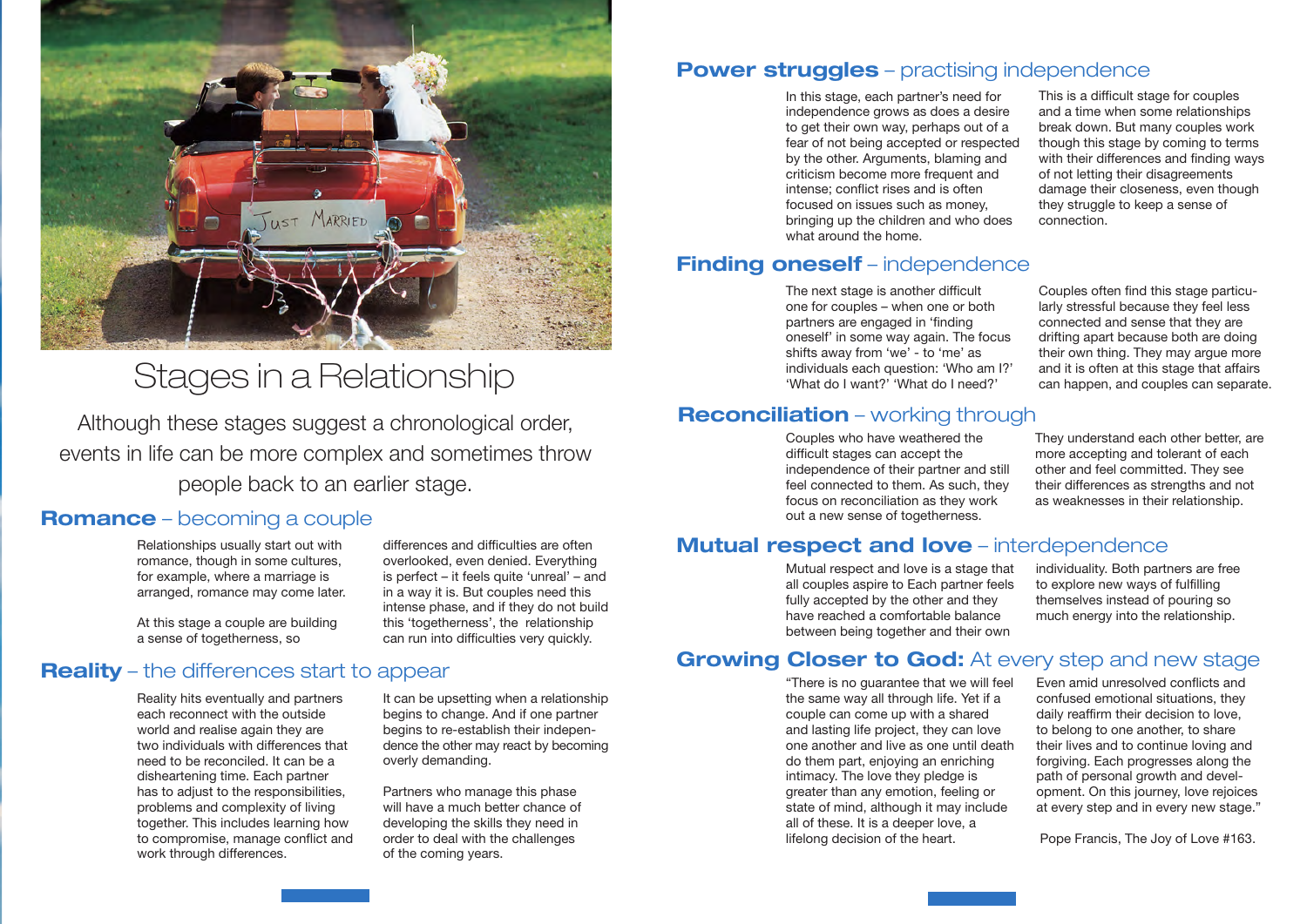# Stages in a Relationship

Although these stages suggest a chronological order, events in life can be more complex and sometimes throw people back to an earlier stage.

## **Romance** – becoming a couple

Relationships usually start out with romance, though in some cultures, for example, where a marriage is arranged, romance may come later.

At this stage a couple are building a sense of togetherness, so differences and difficulties are often overlooked, even denied. Everything is perfect – it feels quite 'unreal' – and in a way it is. But couples need this intense phase, and if they do not build this 'togetherness', the relationship can run into difficulties very quickly.

## **Reality** – the differences start to appear

Reality hits eventually and partners each reconnect with the outside world and realise again they are two individuals with differences that need to be reconciled. It can be a disheartening time. Each partner has to adjust to the responsibilities, problems and complexity of living together. This includes learning how to compromise, manage conflict and work through differences.

It can be upsetting when a relationship begins to change. And if one partner begins to re-establish their independence the other may react by becoming overly demanding.

Partners who manage this phase will have a much better chance of developing the skills they need in order to deal with the challenges of the coming years.

## **Power struggles** – practising independence

In this stage, each partner's need for independence grows as does a desire to get their own way, perhaps out of a fear of not being accepted or respected by the other. Arguments, blaming and criticism become more frequent and intense; conflict rises and is often focused on issues such as money, bringing up the children and who does what around the home.

This is a difficult stage for couples and a time when some relationships break down. But many couples work though this stage by coming to terms with their differences and finding ways of not letting their disagreements damage their closeness, even though they struggle to keep a sense of connection.

## **Finding oneself** – independence

The next stage is another difficult one for couples – when one or both partners are engaged in 'finding oneself' in some way again. The focus shifts away from 'we' - to 'me' as individuals each question: 'Who am I?' 'What do I want?' 'What do I need?'

Couples often find this stage particularly stressful because they feel less connected and sense that they are drifting apart because both are doing their own thing. They may argue more and it is often at this stage that affairs can happen, and couples can separate.

## **Reconciliation** – working through

Couples who have weathered the difficult stages can accept the independence of their partner and still feel connected to them. As such, they focus on reconciliation as they work out a new sense of togetherness.

They understand each other better, are more accepting and tolerant of each other and feel committed. They see their differences as strengths and not as weaknesses in their relationship.

## **Mutual respect and love** – interdependence

Mutual respect and love is a stage that all couples aspire to Each partner feels fully accepted by the other and they have reached a comfortable balance between being together and their own individuality. Both partners are free to explore new ways of fulfilling themselves instead of pouring so much energy into the relationship.

## **Growing Closer to God:** At every step and new stage

"There is no guarantee that we will feel the same way all through life. Yet if a couple can come up with a shared and lasting life project, they can love one another and live as one until death do them part, enjoying an enriching intimacy. The love they pledge is greater than any emotion, feeling or state of mind, although it may include all of these. It is a deeper love, a lifelong decision of the heart. Even amid unresolved conflicts and confused emotional situations, they daily reaffirm their decision to love, to belong to one another, to share their lives and to continue loving and forgiving. Each progresses along the path of personal growth and development. On this journey, love rejoices at every step and in every new stage."

Pope Francis, The Joy of Love #163.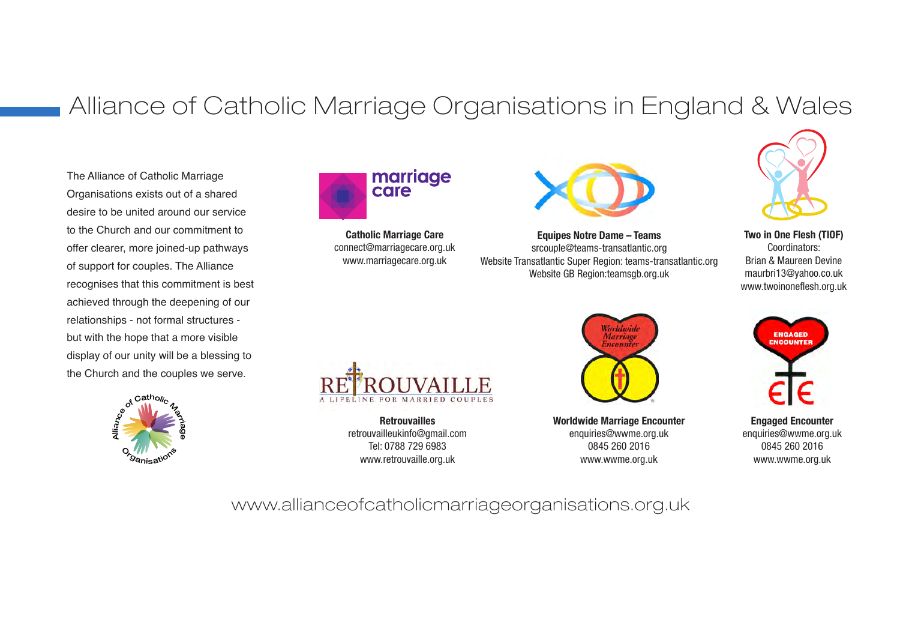# Alliance of Catholic Marriage Organisations in England & Wales

The Alliance of Catholic Marriage Organisations exists out of a shared desire to be united around our service to the Church and our commitment to offer clearer, more joined-up pathways of support for couples. The Alliance recognises that this commitment is best achieved through the deepening of our relationships - not formal structures - but with the hope that a more visible display of our unity will be a blessing to the Church and the couples we serve.

**Catholic Marriage Care**
connect@marriagecare.org.uk
www.marriagecare.org.uk

**Equipes Notre Dame – Teams**
srcouple@teams-transatlantic.org
Website Transatlantic Super Region: teams-transatlantic.org
Website GB Region:teamsgb.org.uk

**Two in One Flesh (TIOF)**
Coordinators:
Brian & Maureen Devine
maurbri13@yahoo.co.uk
www.twoinoneflesh.org.uk

**Retrouvailles**
retrouvailleukinfo@gmail.com
Tel: 0788 729 6983
www.retrouvaille.org.uk

**Worldwide Marriage Encounter**
enquiries@wwme.org.uk
0845 260 2016
www.wwme.org.uk

**Engaged Encounter**
enquiries@wwme.org.uk
0845 260 2016
www.wwme.org.uk

www.allianceofcatholicmarriageorganisations.org.uk